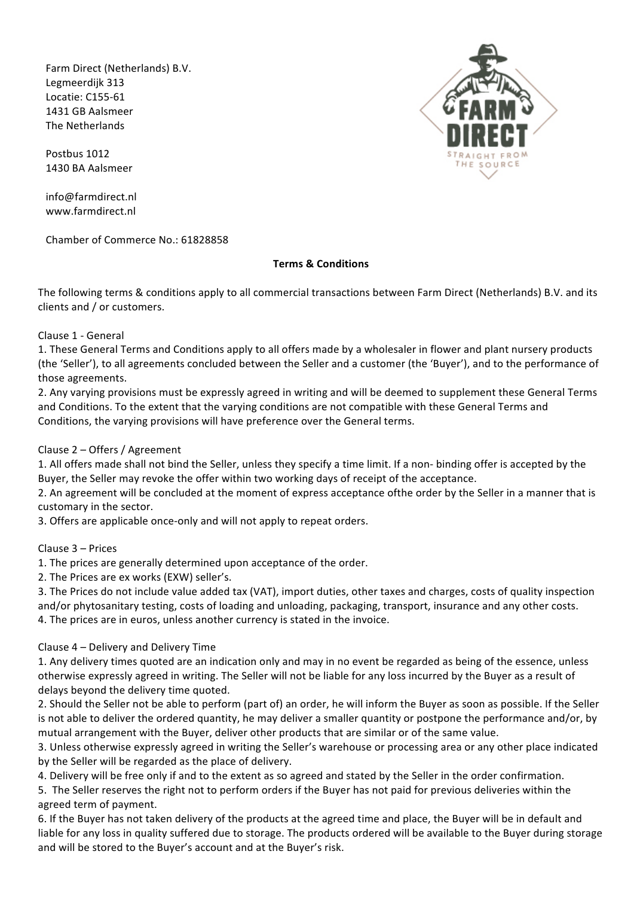Farm Direct (Netherlands) B.V.
Legmeerdijk 313
Locatie: C155-61
1431 GB Aalsmeer
The Netherlands

Postbus 1012
1430 BA Aalsmeer

info@farmdirect.nl
www.farmdirect.nl

Chamber of Commerce No.: 61828858

**Terms & Conditions**

The following terms & conditions apply to all commercial transactions between Farm Direct (Netherlands) B.V. and its clients and / or customers.

Clause 1 - General

1. These General Terms and Conditions apply to all offers made by a wholesaler in flower and plant nursery products (the 'Seller'), to all agreements concluded between the Seller and a customer (the 'Buyer'), and to the performance of those agreements.
2. Any varying provisions must be expressly agreed in writing and will be deemed to supplement these General Terms and Conditions. To the extent that the varying conditions are not compatible with these General Terms and Conditions, the varying provisions will have preference over the General terms.

Clause 2 – Offers / Agreement

1. All offers made shall not bind the Seller, unless they specify a time limit. If a non- binding offer is accepted by the Buyer, the Seller may revoke the offer within two working days of receipt of the acceptance.
2. An agreement will be concluded at the moment of express acceptance ofthe order by the Seller in a manner that is customary in the sector.
3. Offers are applicable once-only and will not apply to repeat orders.

Clause 3 – Prices

1. The prices are generally determined upon acceptance of the order.
2. The Prices are ex works (EXW) seller's.
3. The Prices do not include value added tax (VAT), import duties, other taxes and charges, costs of quality inspection and/or phytosanitary testing, costs of loading and unloading, packaging, transport, insurance and any other costs.
4. The prices are in euros, unless another currency is stated in the invoice.

Clause 4 – Delivery and Delivery Time

1. Any delivery times quoted are an indication only and may in no event be regarded as being of the essence, unless otherwise expressly agreed in writing. The Seller will not be liable for any loss incurred by the Buyer as a result of delays beyond the delivery time quoted.
2. Should the Seller not be able to perform (part of) an order, he will inform the Buyer as soon as possible. If the Seller is not able to deliver the ordered quantity, he may deliver a smaller quantity or postpone the performance and/or, by mutual arrangement with the Buyer, deliver other products that are similar or of the same value.
3. Unless otherwise expressly agreed in writing the Seller's warehouse or processing area or any other place indicated by the Seller will be regarded as the place of delivery.
4. Delivery will be free only if and to the extent as so agreed and stated by the Seller in the order confirmation.
5. The Seller reserves the right not to perform orders if the Buyer has not paid for previous deliveries within the agreed term of payment.
6. If the Buyer has not taken delivery of the products at the agreed time and place, the Buyer will be in default and liable for any loss in quality suffered due to storage. The products ordered will be available to the Buyer during storage and will be stored to the Buyer's account and at the Buyer's risk.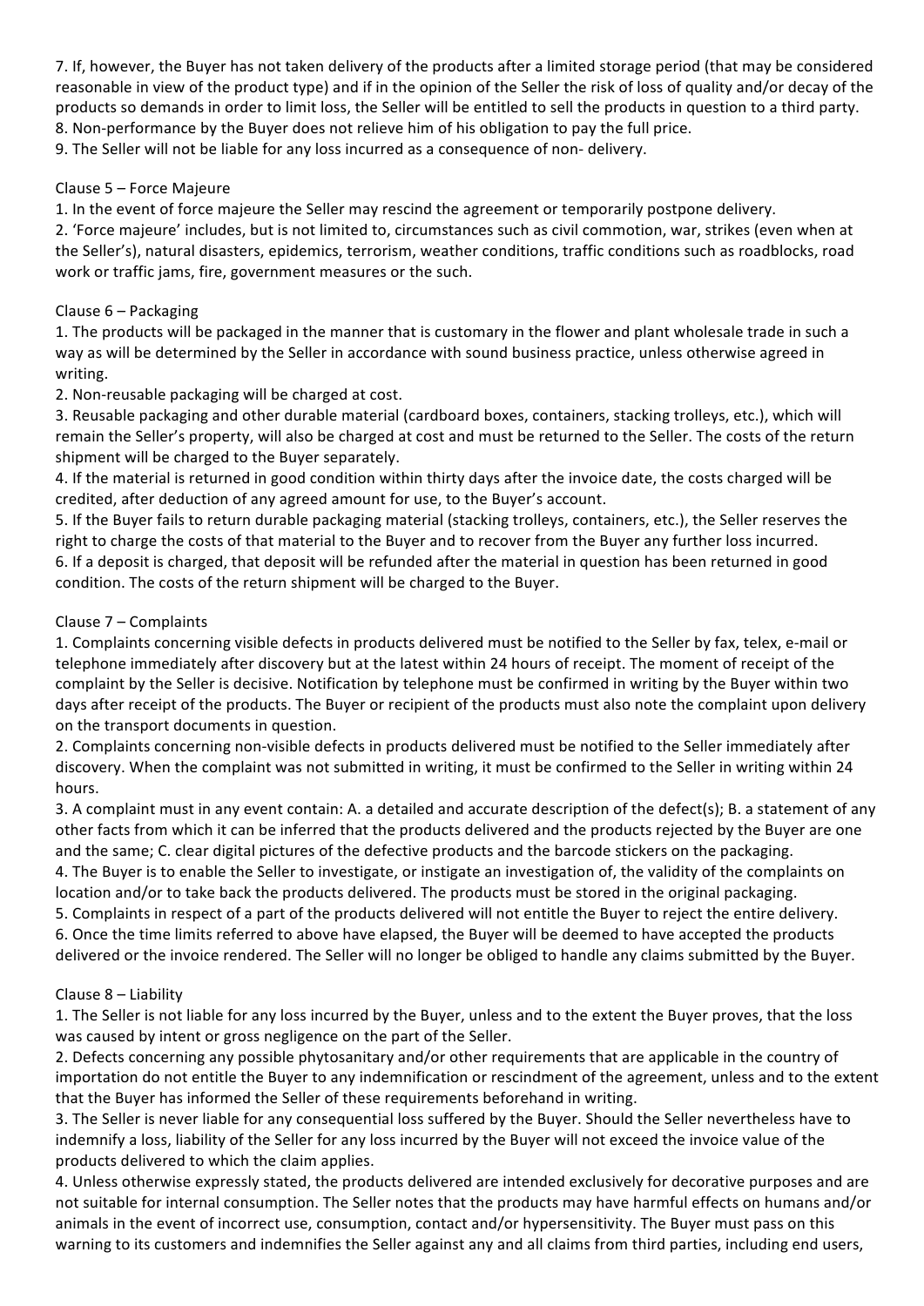7. If, however, the Buyer has not taken delivery of the products after a limited storage period (that may be considered reasonable in view of the product type) and if in the opinion of the Seller the risk of loss of quality and/or decay of the products so demands in order to limit loss, the Seller will be entitled to sell the products in question to a third party.
8. Non-performance by the Buyer does not relieve him of his obligation to pay the full price.
9. The Seller will not be liable for any loss incurred as a consequence of non- delivery.

Clause 5 – Force Majeure

1. In the event of force majeure the Seller may rescind the agreement or temporarily postpone delivery.
2. 'Force majeure' includes, but is not limited to, circumstances such as civil commotion, war, strikes (even when at the Seller's), natural disasters, epidemics, terrorism, weather conditions, traffic conditions such as roadblocks, road work or traffic jams, fire, government measures or the such.

Clause 6 – Packaging

1. The products will be packaged in the manner that is customary in the flower and plant wholesale trade in such a way as will be determined by the Seller in accordance with sound business practice, unless otherwise agreed in writing.
2. Non-reusable packaging will be charged at cost.
3. Reusable packaging and other durable material (cardboard boxes, containers, stacking trolleys, etc.), which will remain the Seller's property, will also be charged at cost and must be returned to the Seller. The costs of the return shipment will be charged to the Buyer separately.
4. If the material is returned in good condition within thirty days after the invoice date, the costs charged will be credited, after deduction of any agreed amount for use, to the Buyer's account.
5. If the Buyer fails to return durable packaging material (stacking trolleys, containers, etc.), the Seller reserves the right to charge the costs of that material to the Buyer and to recover from the Buyer any further loss incurred.
6. If a deposit is charged, that deposit will be refunded after the material in question has been returned in good condition. The costs of the return shipment will be charged to the Buyer.

Clause 7 – Complaints

1. Complaints concerning visible defects in products delivered must be notified to the Seller by fax, telex, e-mail or telephone immediately after discovery but at the latest within 24 hours of receipt. The moment of receipt of the complaint by the Seller is decisive. Notification by telephone must be confirmed in writing by the Buyer within two days after receipt of the products. The Buyer or recipient of the products must also note the complaint upon delivery on the transport documents in question.
2. Complaints concerning non-visible defects in products delivered must be notified to the Seller immediately after discovery. When the complaint was not submitted in writing, it must be confirmed to the Seller in writing within 24 hours.
3. A complaint must in any event contain: A. a detailed and accurate description of the defect(s); B. a statement of any other facts from which it can be inferred that the products delivered and the products rejected by the Buyer are one and the same; C. clear digital pictures of the defective products and the barcode stickers on the packaging.
4. The Buyer is to enable the Seller to investigate, or instigate an investigation of, the validity of the complaints on location and/or to take back the products delivered. The products must be stored in the original packaging.
5. Complaints in respect of a part of the products delivered will not entitle the Buyer to reject the entire delivery.
6. Once the time limits referred to above have elapsed, the Buyer will be deemed to have accepted the products delivered or the invoice rendered. The Seller will no longer be obliged to handle any claims submitted by the Buyer.

Clause 8 – Liability

1. The Seller is not liable for any loss incurred by the Buyer, unless and to the extent the Buyer proves, that the loss was caused by intent or gross negligence on the part of the Seller.
2. Defects concerning any possible phytosanitary and/or other requirements that are applicable in the country of importation do not entitle the Buyer to any indemnification or rescindment of the agreement, unless and to the extent that the Buyer has informed the Seller of these requirements beforehand in writing.
3. The Seller is never liable for any consequential loss suffered by the Buyer. Should the Seller nevertheless have to indemnify a loss, liability of the Seller for any loss incurred by the Buyer will not exceed the invoice value of the products delivered to which the claim applies.
4. Unless otherwise expressly stated, the products delivered are intended exclusively for decorative purposes and are not suitable for internal consumption. The Seller notes that the products may have harmful effects on humans and/or animals in the event of incorrect use, consumption, contact and/or hypersensitivity. The Buyer must pass on this warning to its customers and indemnifies the Seller against any and all claims from third parties, including end users,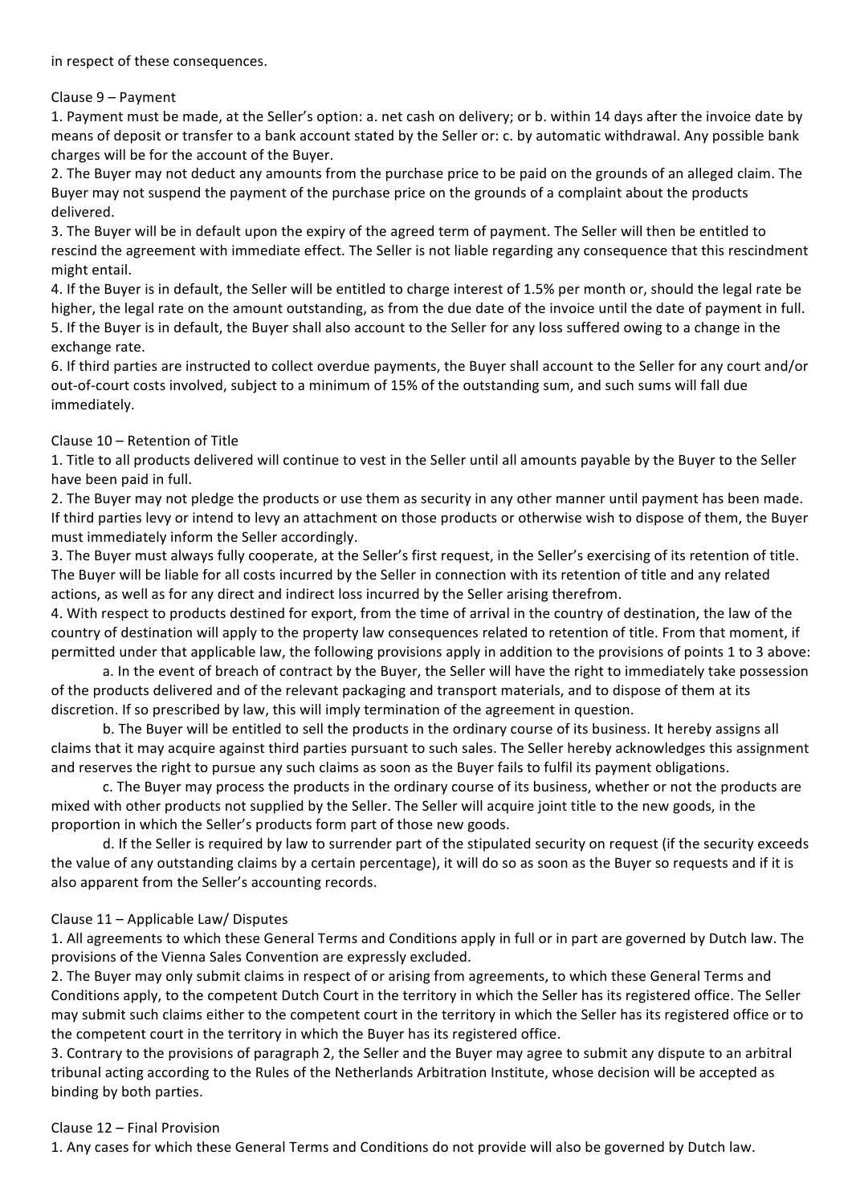in respect of these consequences.

Clause 9 – Payment

1. Payment must be made, at the Seller's option: a. net cash on delivery; or b. within 14 days after the invoice date by means of deposit or transfer to a bank account stated by the Seller or: c. by automatic withdrawal. Any possible bank charges will be for the account of the Buyer.
2. The Buyer may not deduct any amounts from the purchase price to be paid on the grounds of an alleged claim. The Buyer may not suspend the payment of the purchase price on the grounds of a complaint about the products delivered.
3. The Buyer will be in default upon the expiry of the agreed term of payment. The Seller will then be entitled to rescind the agreement with immediate effect. The Seller is not liable regarding any consequence that this rescindment might entail.
4. If the Buyer is in default, the Seller will be entitled to charge interest of 1.5% per month or, should the legal rate be higher, the legal rate on the amount outstanding, as from the due date of the invoice until the date of payment in full.
5. If the Buyer is in default, the Buyer shall also account to the Seller for any loss suffered owing to a change in the exchange rate.
6. If third parties are instructed to collect overdue payments, the Buyer shall account to the Seller for any court and/or out-of-court costs involved, subject to a minimum of 15% of the outstanding sum, and such sums will fall due immediately.

Clause 10 – Retention of Title

1. Title to all products delivered will continue to vest in the Seller until all amounts payable by the Buyer to the Seller have been paid in full.
2. The Buyer may not pledge the products or use them as security in any other manner until payment has been made. If third parties levy or intend to levy an attachment on those products or otherwise wish to dispose of them, the Buyer must immediately inform the Seller accordingly.
3. The Buyer must always fully cooperate, at the Seller's first request, in the Seller's exercising of its retention of title. The Buyer will be liable for all costs incurred by the Seller in connection with its retention of title and any related actions, as well as for any direct and indirect loss incurred by the Seller arising therefrom.
4. With respect to products destined for export, from the time of arrival in the country of destination, the law of the country of destination will apply to the property law consequences related to retention of title. From that moment, if permitted under that applicable law, the following provisions apply in addition to the provisions of points 1 to 3 above:
   a. In the event of breach of contract by the Buyer, the Seller will have the right to immediately take possession of the products delivered and of the relevant packaging and transport materials, and to dispose of them at its discretion. If so prescribed by law, this will imply termination of the agreement in question.
   b. The Buyer will be entitled to sell the products in the ordinary course of its business. It hereby assigns all claims that it may acquire against third parties pursuant to such sales. The Seller hereby acknowledges this assignment and reserves the right to pursue any such claims as soon as the Buyer fails to fulfil its payment obligations.
   c. The Buyer may process the products in the ordinary course of its business, whether or not the products are mixed with other products not supplied by the Seller. The Seller will acquire joint title to the new goods, in the proportion in which the Seller's products form part of those new goods.
   d. If the Seller is required by law to surrender part of the stipulated security on request (if the security exceeds the value of any outstanding claims by a certain percentage), it will do so as soon as the Buyer so requests and if it is also apparent from the Seller's accounting records.

Clause 11 – Applicable Law/ Disputes

1. All agreements to which these General Terms and Conditions apply in full or in part are governed by Dutch law. The provisions of the Vienna Sales Convention are expressly excluded.
2. The Buyer may only submit claims in respect of or arising from agreements, to which these General Terms and Conditions apply, to the competent Dutch Court in the territory in which the Seller has its registered office. The Seller may submit such claims either to the competent court in the territory in which the Seller has its registered office or to the competent court in the territory in which the Buyer has its registered office.
3. Contrary to the provisions of paragraph 2, the Seller and the Buyer may agree to submit any dispute to an arbitral tribunal acting according to the Rules of the Netherlands Arbitration Institute, whose decision will be accepted as binding by both parties.

Clause 12 – Final Provision

1. Any cases for which these General Terms and Conditions do not provide will also be governed by Dutch law.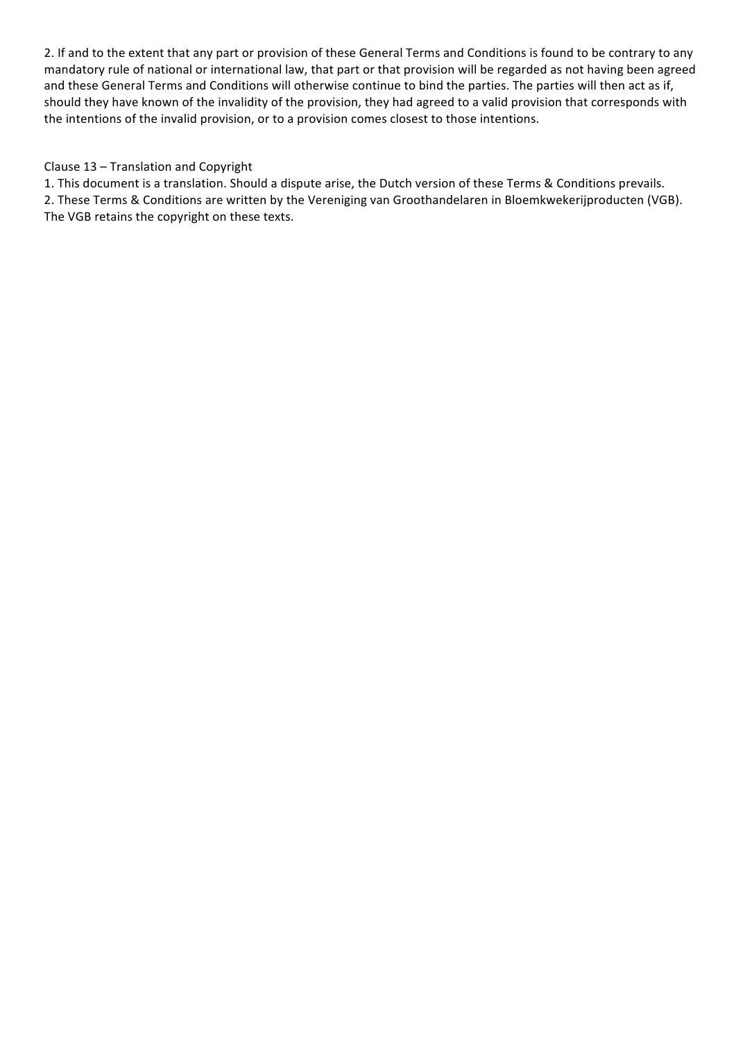2. If and to the extent that any part or provision of these General Terms and Conditions is found to be contrary to any mandatory rule of national or international law, that part or that provision will be regarded as not having been agreed and these General Terms and Conditions will otherwise continue to bind the parties. The parties will then act as if, should they have known of the invalidity of the provision, they had agreed to a valid provision that corresponds with the intentions of the invalid provision, or to a provision comes closest to those intentions.

Clause 13 – Translation and Copyright

1. This document is a translation. Should a dispute arise, the Dutch version of these Terms & Conditions prevails.
2. These Terms & Conditions are written by the Vereniging van Groothandelaren in Bloemkwekerijproducten (VGB). The VGB retains the copyright on these texts.